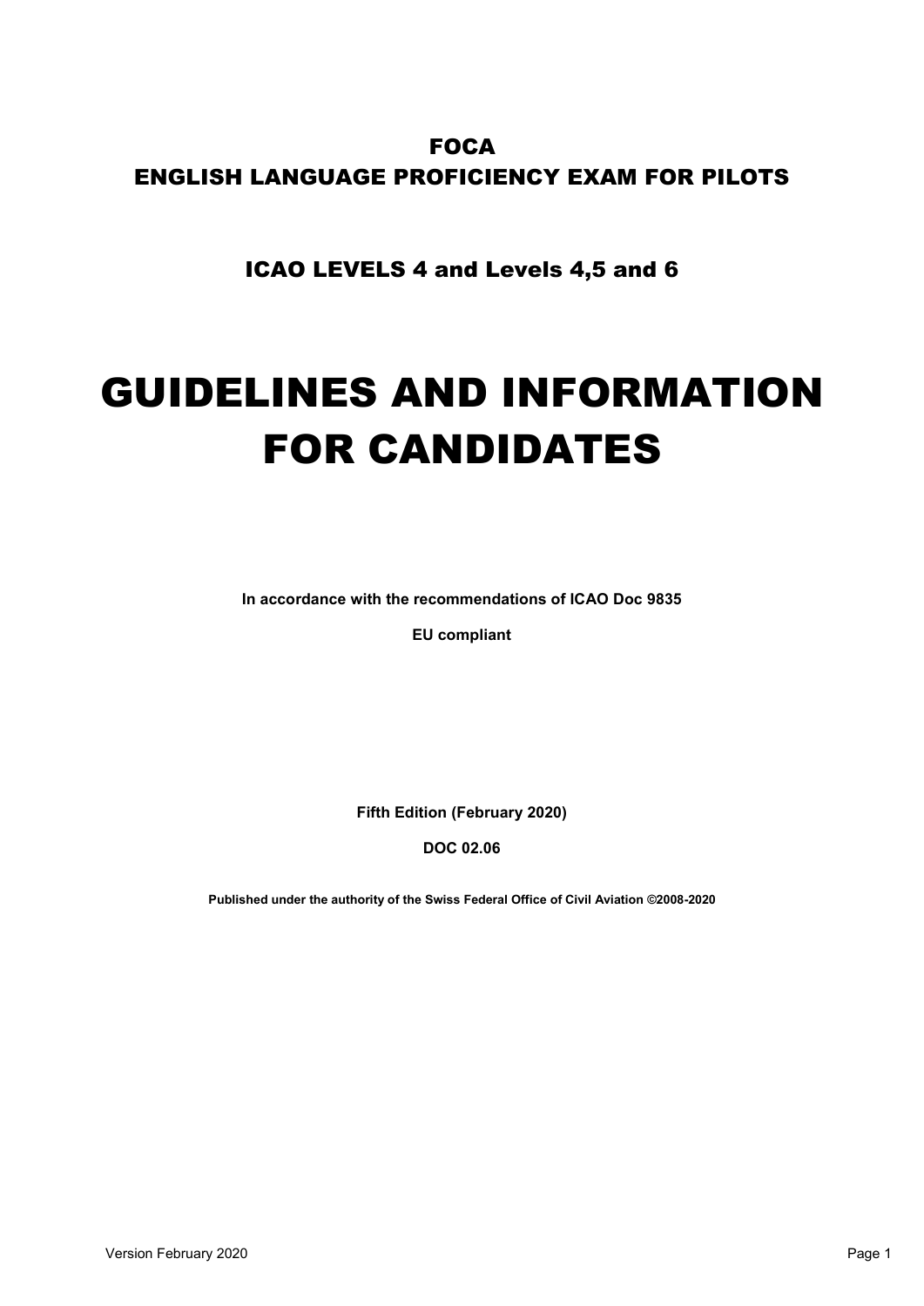# FOCA
# ENGLISH LANGUAGE PROFICIENCY EXAM FOR PILOTS

## ICAO LEVELS 4 and Levels 4,5 and 6

# GUIDELINES AND INFORMATION FOR CANDIDATES

**In accordance with the recommendations of ICAO Doc 9835**

**EU compliant**

**Fifth Edition (February 2020)**

**DOC 02.06**

**Published under the authority of the Swiss Federal Office of Civil Aviation ©2008-2020**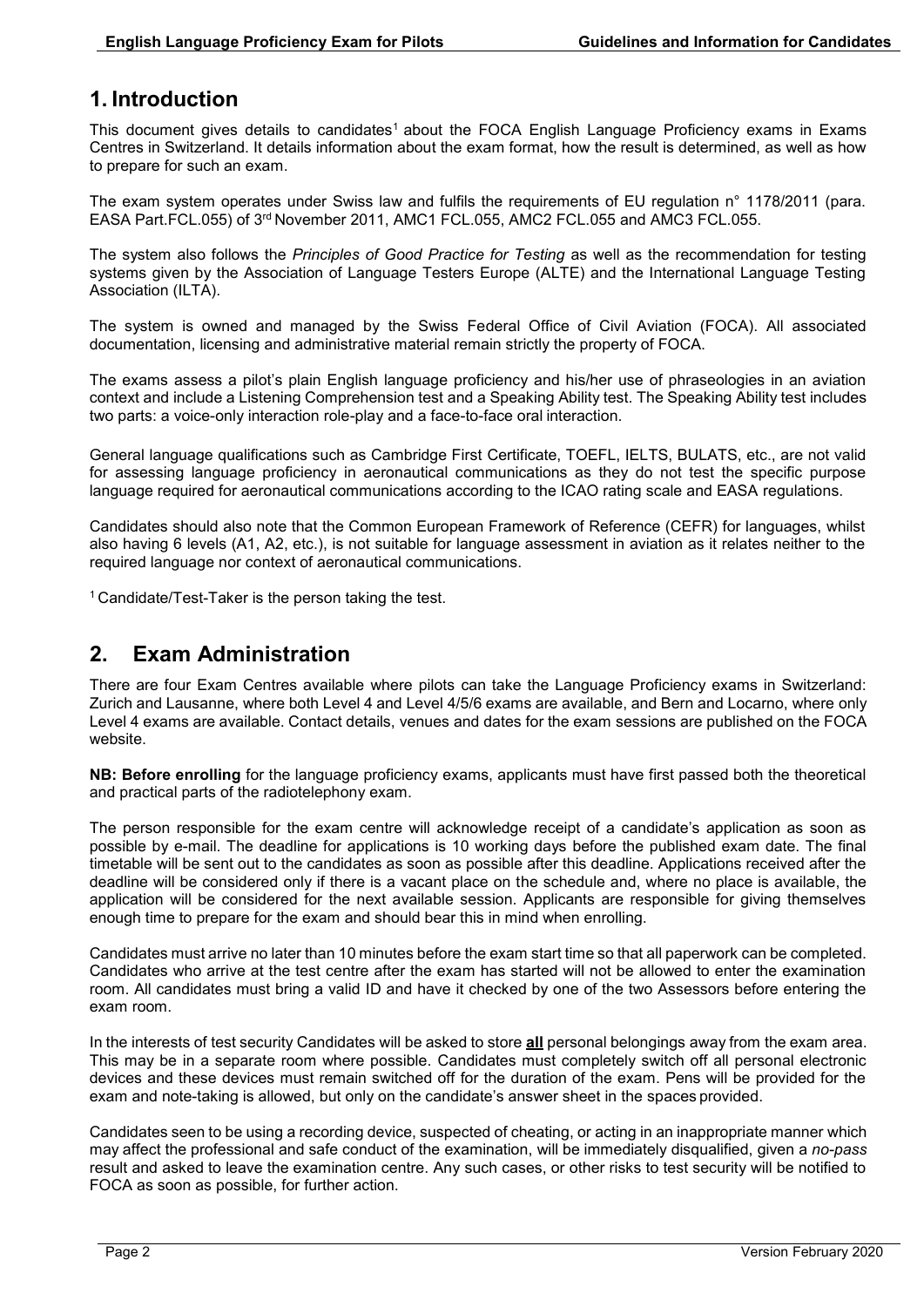## 1. Introduction

This document gives details to candidates[1] about the FOCA English Language Proficiency exams in Exams Centres in Switzerland. It details information about the exam format, how the result is determined, as well as how to prepare for such an exam.

The exam system operates under Swiss law and fulfils the requirements of EU regulation n° 1178/2011 (para. EASA Part.FCL.055) of 3rd November 2011, AMC1 FCL.055, AMC2 FCL.055 and AMC3 FCL.055.

The system also follows the *Principles of Good Practice for Testing* as well as the recommendation for testing systems given by the Association of Language Testers Europe (ALTE) and the International Language Testing Association (ILTA).

The system is owned and managed by the Swiss Federal Office of Civil Aviation (FOCA). All associated documentation, licensing and administrative material remain strictly the property of FOCA.

The exams assess a pilot's plain English language proficiency and his/her use of phraseologies in an aviation context and include a Listening Comprehension test and a Speaking Ability test. The Speaking Ability test includes two parts: a voice-only interaction role-play and a face-to-face oral interaction.

General language qualifications such as Cambridge First Certificate, TOEFL, IELTS, BULATS, etc., are not valid for assessing language proficiency in aeronautical communications as they do not test the specific purpose language required for aeronautical communications according to the ICAO rating scale and EASA regulations.

Candidates should also note that the Common European Framework of Reference (CEFR) for languages, whilst also having 6 levels (A1, A2, etc.), is not suitable for language assessment in aviation as it relates neither to the required language nor context of aeronautical communications.

[1] Candidate/Test-Taker is the person taking the test.

## 2. Exam Administration

There are four Exam Centres available where pilots can take the Language Proficiency exams in Switzerland: Zurich and Lausanne, where both Level 4 and Level 4/5/6 exams are available, and Bern and Locarno, where only Level 4 exams are available. Contact details, venues and dates for the exam sessions are published on the FOCA website.

**NB: Before enrolling** for the language proficiency exams, applicants must have first passed both the theoretical and practical parts of the radiotelephony exam.

The person responsible for the exam centre will acknowledge receipt of a candidate's application as soon as possible by e-mail. The deadline for applications is 10 working days before the published exam date. The final timetable will be sent out to the candidates as soon as possible after this deadline. Applications received after the deadline will be considered only if there is a vacant place on the schedule and, where no place is available, the application will be considered for the next available session. Applicants are responsible for giving themselves enough time to prepare for the exam and should bear this in mind when enrolling.

Candidates must arrive no later than 10 minutes before the exam start time so that all paperwork can be completed. Candidates who arrive at the test centre after the exam has started will not be allowed to enter the examination room. All candidates must bring a valid ID and have it checked by one of the two Assessors before entering the exam room.

In the interests of test security Candidates will be asked to store **all** personal belongings away from the exam area. This may be in a separate room where possible. Candidates must completely switch off all personal electronic devices and these devices must remain switched off for the duration of the exam. Pens will be provided for the exam and note-taking is allowed, but only on the candidate's answer sheet in the spaces provided.

Candidates seen to be using a recording device, suspected of cheating, or acting in an inappropriate manner which may affect the professional and safe conduct of the examination, will be immediately disqualified, given a *no-pass* result and asked to leave the examination centre. Any such cases, or other risks to test security will be notified to FOCA as soon as possible, for further action.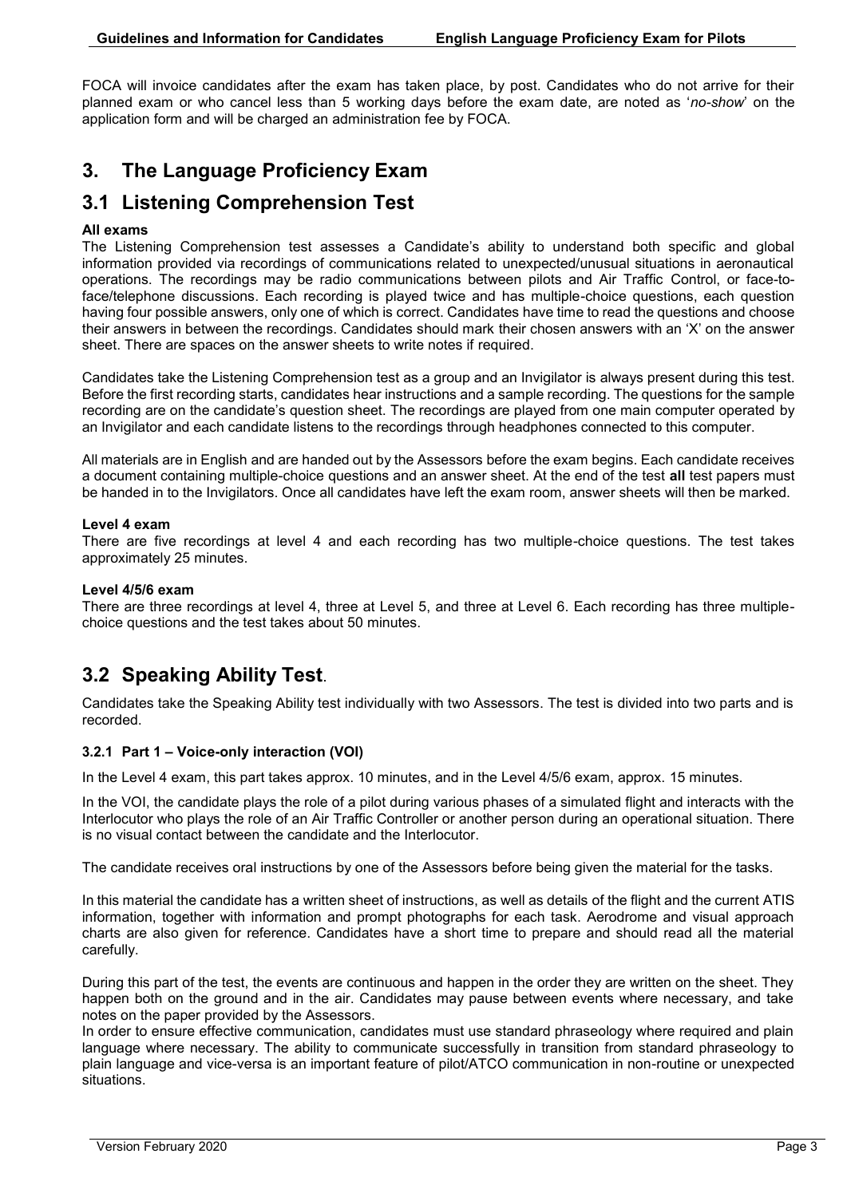FOCA will invoice candidates after the exam has taken place, by post. Candidates who do not arrive for their planned exam or who cancel less than 5 working days before the exam date, are noted as '*no-show*' on the application form and will be charged an administration fee by FOCA.

# 3. The Language Proficiency Exam

## 3.1 Listening Comprehension Test

**All exams**

The Listening Comprehension test assesses a Candidate's ability to understand both specific and global information provided via recordings of communications related to unexpected/unusual situations in aeronautical operations. The recordings may be radio communications between pilots and Air Traffic Control, or face-to-face/telephone discussions. Each recording is played twice and has multiple-choice questions, each question having four possible answers, only one of which is correct. Candidates have time to read the questions and choose their answers in between the recordings. Candidates should mark their chosen answers with an 'X' on the answer sheet. There are spaces on the answer sheets to write notes if required.

Candidates take the Listening Comprehension test as a group and an Invigilator is always present during this test. Before the first recording starts, candidates hear instructions and a sample recording. The questions for the sample recording are on the candidate's question sheet. The recordings are played from one main computer operated by an Invigilator and each candidate listens to the recordings through headphones connected to this computer.

All materials are in English and are handed out by the Assessors before the exam begins. Each candidate receives a document containing multiple-choice questions and an answer sheet. At the end of the test **all** test papers must be handed in to the Invigilators. Once all candidates have left the exam room, answer sheets will then be marked.

**Level 4 exam**

There are five recordings at level 4 and each recording has two multiple-choice questions. The test takes approximately 25 minutes.

**Level 4/5/6 exam**

There are three recordings at level 4, three at Level 5, and three at Level 6. Each recording has three multiple-choice questions and the test takes about 50 minutes.

## 3.2 Speaking Ability Test.

Candidates take the Speaking Ability test individually with two Assessors. The test is divided into two parts and is recorded.

### 3.2.1 Part 1 – Voice-only interaction (VOI)

In the Level 4 exam, this part takes approx. 10 minutes, and in the Level 4/5/6 exam, approx. 15 minutes.

In the VOI, the candidate plays the role of a pilot during various phases of a simulated flight and interacts with the Interlocutor who plays the role of an Air Traffic Controller or another person during an operational situation. There is no visual contact between the candidate and the Interlocutor.

The candidate receives oral instructions by one of the Assessors before being given the material for the tasks.

In this material the candidate has a written sheet of instructions, as well as details of the flight and the current ATIS information, together with information and prompt photographs for each task. Aerodrome and visual approach charts are also given for reference. Candidates have a short time to prepare and should read all the material carefully.

During this part of the test, the events are continuous and happen in the order they are written on the sheet. They happen both on the ground and in the air. Candidates may pause between events where necessary, and take notes on the paper provided by the Assessors.

In order to ensure effective communication, candidates must use standard phraseology where required and plain language where necessary. The ability to communicate successfully in transition from standard phraseology to plain language and vice-versa is an important feature of pilot/ATCO communication in non-routine or unexpected situations.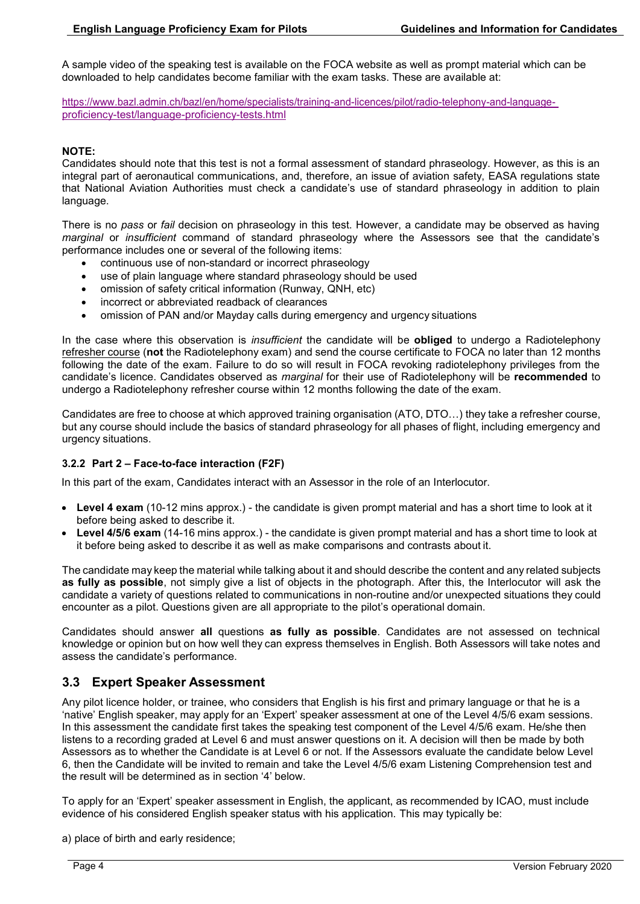A sample video of the speaking test is available on the FOCA website as well as prompt material which can be downloaded to help candidates become familiar with the exam tasks. These are available at:

https://www.bazl.admin.ch/bazl/en/home/specialists/training-and-licences/pilot/radio-telephony-and-language-proficiency-test/language-proficiency-tests.html

**NOTE:**
Candidates should note that this test is not a formal assessment of standard phraseology. However, as this is an integral part of aeronautical communications, and, therefore, an issue of aviation safety, EASA regulations state that National Aviation Authorities must check a candidate's use of standard phraseology in addition to plain language.

There is no *pass* or *fail* decision on phraseology in this test. However, a candidate may be observed as having *marginal* or *insufficient* command of standard phraseology where the Assessors see that the candidate's performance includes one or several of the following items:

- continuous use of non-standard or incorrect phraseology
- use of plain language where standard phraseology should be used
- omission of safety critical information (Runway, QNH, etc)
- incorrect or abbreviated readback of clearances
- omission of PAN and/or Mayday calls during emergency and urgency situations

In the case where this observation is *insufficient* the candidate will be **obliged** to undergo a Radiotelephony refresher course (**not** the Radiotelephony exam) and send the course certificate to FOCA no later than 12 months following the date of the exam. Failure to do so will result in FOCA revoking radiotelephony privileges from the candidate's licence. Candidates observed as *marginal* for their use of Radiotelephony will be **recommended** to undergo a Radiotelephony refresher course within 12 months following the date of the exam.

Candidates are free to choose at which approved training organisation (ATO, DTO…) they take a refresher course, but any course should include the basics of standard phraseology for all phases of flight, including emergency and urgency situations.

### 3.2.2 Part 2 – Face-to-face interaction (F2F)

In this part of the exam, Candidates interact with an Assessor in the role of an Interlocutor.

- **Level 4 exam** (10-12 mins approx.) - the candidate is given prompt material and has a short time to look at it before being asked to describe it.
- **Level 4/5/6 exam** (14-16 mins approx.) - the candidate is given prompt material and has a short time to look at it before being asked to describe it as well as make comparisons and contrasts about it.

The candidate may keep the material while talking about it and should describe the content and any related subjects **as fully as possible**, not simply give a list of objects in the photograph. After this, the Interlocutor will ask the candidate a variety of questions related to communications in non-routine and/or unexpected situations they could encounter as a pilot. Questions given are all appropriate to the pilot's operational domain.

Candidates should answer **all** questions **as fully as possible**. Candidates are not assessed on technical knowledge or opinion but on how well they can express themselves in English. Both Assessors will take notes and assess the candidate's performance.

## 3.3 Expert Speaker Assessment

Any pilot licence holder, or trainee, who considers that English is his first and primary language or that he is a 'native' English speaker, may apply for an 'Expert' speaker assessment at one of the Level 4/5/6 exam sessions. In this assessment the candidate first takes the speaking test component of the Level 4/5/6 exam. He/she then listens to a recording graded at Level 6 and must answer questions on it. A decision will then be made by both Assessors as to whether the Candidate is at Level 6 or not. If the Assessors evaluate the candidate below Level 6, then the Candidate will be invited to remain and take the Level 4/5/6 exam Listening Comprehension test and the result will be determined as in section '4' below.

To apply for an 'Expert' speaker assessment in English, the applicant, as recommended by ICAO, must include evidence of his considered English speaker status with his application. This may typically be:

a) place of birth and early residence;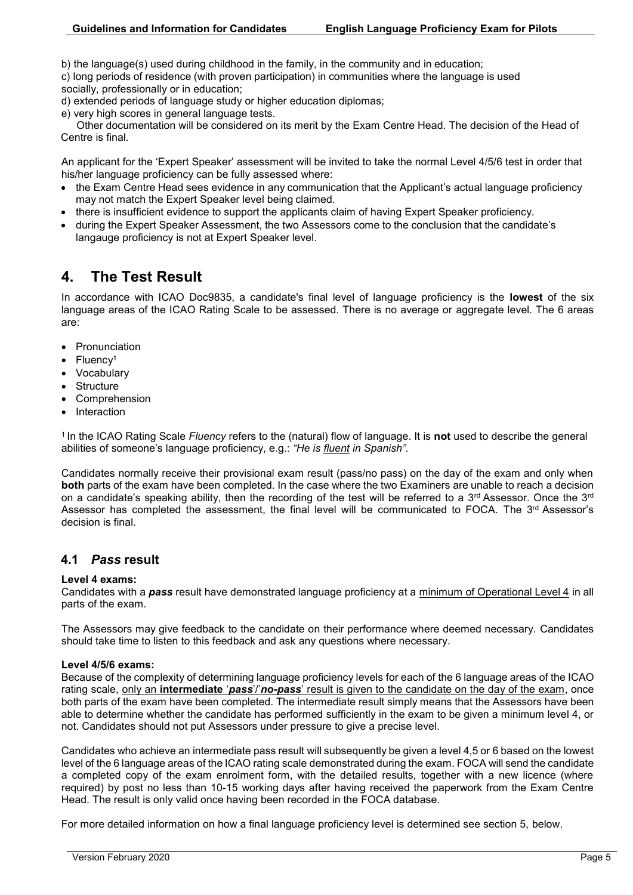b) the language(s) used during childhood in the family, in the community and in education;
c) long periods of residence (with proven participation) in communities where the language is used socially, professionally or in education;
d) extended periods of language study or higher education diplomas;
e) very high scores in general language tests.

Other documentation will be considered on its merit by the Exam Centre Head. The decision of the Head of Centre is final.

An applicant for the 'Expert Speaker' assessment will be invited to take the normal Level 4/5/6 test in order that his/her language proficiency can be fully assessed where:

- the Exam Centre Head sees evidence in any communication that the Applicant's actual language proficiency may not match the Expert Speaker level being claimed.
- there is insufficient evidence to support the applicants claim of having Expert Speaker proficiency.
- during the Expert Speaker Assessment, the two Assessors come to the conclusion that the candidate's langauge proficiency is not at Expert Speaker level.

# 4. The Test Result

In accordance with ICAO Doc9835, a candidate's final level of language proficiency is the **lowest** of the six language areas of the ICAO Rating Scale to be assessed. There is no average or aggregate level. The 6 areas are:

- Pronunciation
- Fluency[1]
- Vocabulary
- Structure
- Comprehension
- Interaction

[1] In the ICAO Rating Scale *Fluency* refers to the (natural) flow of language. It is **not** used to describe the general abilities of someone's language proficiency, e.g.: *"He is fluent in Spanish".*

Candidates normally receive their provisional exam result (pass/no pass) on the day of the exam and only when **both** parts of the exam have been completed. In the case where the two Examiners are unable to reach a decision on a candidate's speaking ability, then the recording of the test will be referred to a 3rd Assessor. Once the 3rd Assessor has completed the assessment, the final level will be communicated to FOCA. The 3rd Assessor's decision is final.

## 4.1 *Pass* result

**Level 4 exams:**
Candidates with a ***pass*** result have demonstrated language proficiency at a minimum of Operational Level 4 in all parts of the exam.

The Assessors may give feedback to the candidate on their performance where deemed necessary. Candidates should take time to listen to this feedback and ask any questions where necessary.

**Level 4/5/6 exams:**
Because of the complexity of determining language proficiency levels for each of the 6 language areas of the ICAO rating scale, only an **intermediate** '***pass***'/'***no-pass***' result is given to the candidate on the day of the exam, once both parts of the exam have been completed. The intermediate result simply means that the Assessors have been able to determine whether the candidate has performed sufficiently in the exam to be given a minimum level 4, or not. Candidates should not put Assessors under pressure to give a precise level.

Candidates who achieve an intermediate pass result will subsequently be given a level 4,5 or 6 based on the lowest level of the 6 language areas of the ICAO rating scale demonstrated during the exam. FOCA will send the candidate a completed copy of the exam enrolment form, with the detailed results, together with a new licence (where required) by post no less than 10-15 working days after having received the paperwork from the Exam Centre Head. The result is only valid once having been recorded in the FOCA database.

For more detailed information on how a final language proficiency level is determined see section 5, below.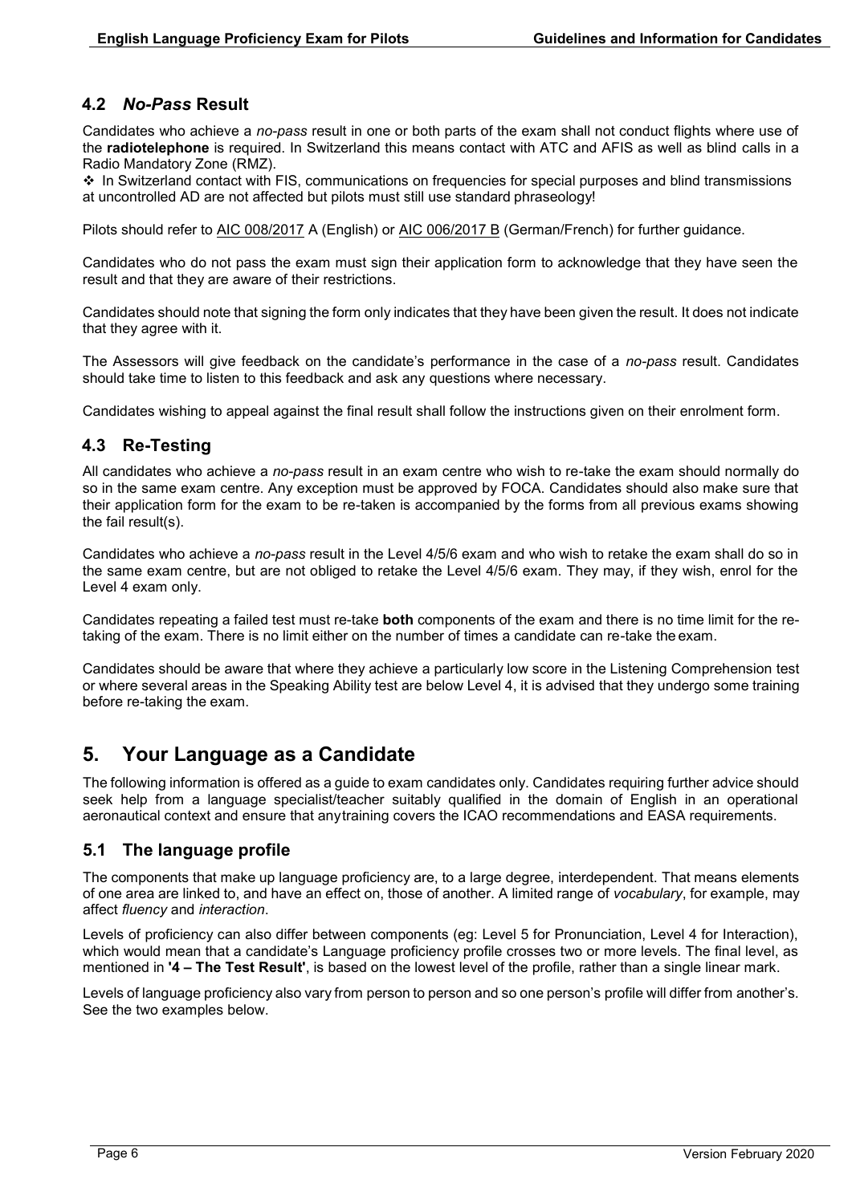### 4.2 *No-Pass* Result

Candidates who achieve a *no-pass* result in one or both parts of the exam shall not conduct flights where use of the **radiotelephone** is required. In Switzerland this means contact with ATC and AFIS as well as blind calls in a Radio Mandatory Zone (RMZ).

❖ In Switzerland contact with FIS, communications on frequencies for special purposes and blind transmissions at uncontrolled AD are not affected but pilots must still use standard phraseology!

Pilots should refer to AIC 008/2017 A (English) or AIC 006/2017 B (German/French) for further guidance.

Candidates who do not pass the exam must sign their application form to acknowledge that they have seen the result and that they are aware of their restrictions.

Candidates should note that signing the form only indicates that they have been given the result. It does not indicate that they agree with it.

The Assessors will give feedback on the candidate's performance in the case of a *no-pass* result. Candidates should take time to listen to this feedback and ask any questions where necessary.

Candidates wishing to appeal against the final result shall follow the instructions given on their enrolment form.

### 4.3 Re-Testing

All candidates who achieve a *no-pass* result in an exam centre who wish to re-take the exam should normally do so in the same exam centre. Any exception must be approved by FOCA. Candidates should also make sure that their application form for the exam to be re-taken is accompanied by the forms from all previous exams showing the fail result(s).

Candidates who achieve a *no-pass* result in the Level 4/5/6 exam and who wish to retake the exam shall do so in the same exam centre, but are not obliged to retake the Level 4/5/6 exam. They may, if they wish, enrol for the Level 4 exam only.

Candidates repeating a failed test must re-take **both** components of the exam and there is no time limit for the re-taking of the exam. There is no limit either on the number of times a candidate can re-take the exam.

Candidates should be aware that where they achieve a particularly low score in the Listening Comprehension test or where several areas in the Speaking Ability test are below Level 4, it is advised that they undergo some training before re-taking the exam.

## 5. Your Language as a Candidate

The following information is offered as a guide to exam candidates only. Candidates requiring further advice should seek help from a language specialist/teacher suitably qualified in the domain of English in an operational aeronautical context and ensure that any training covers the ICAO recommendations and EASA requirements.

### 5.1 The language profile

The components that make up language proficiency are, to a large degree, interdependent. That means elements of one area are linked to, and have an effect on, those of another. A limited range of *vocabulary*, for example, may affect *fluency* and *interaction*.

Levels of proficiency can also differ between components (eg: Level 5 for Pronunciation, Level 4 for Interaction), which would mean that a candidate's Language proficiency profile crosses two or more levels. The final level, as mentioned in **'4 – The Test Result'**, is based on the lowest level of the profile, rather than a single linear mark.

Levels of language proficiency also vary from person to person and so one person's profile will differ from another's. See the two examples below.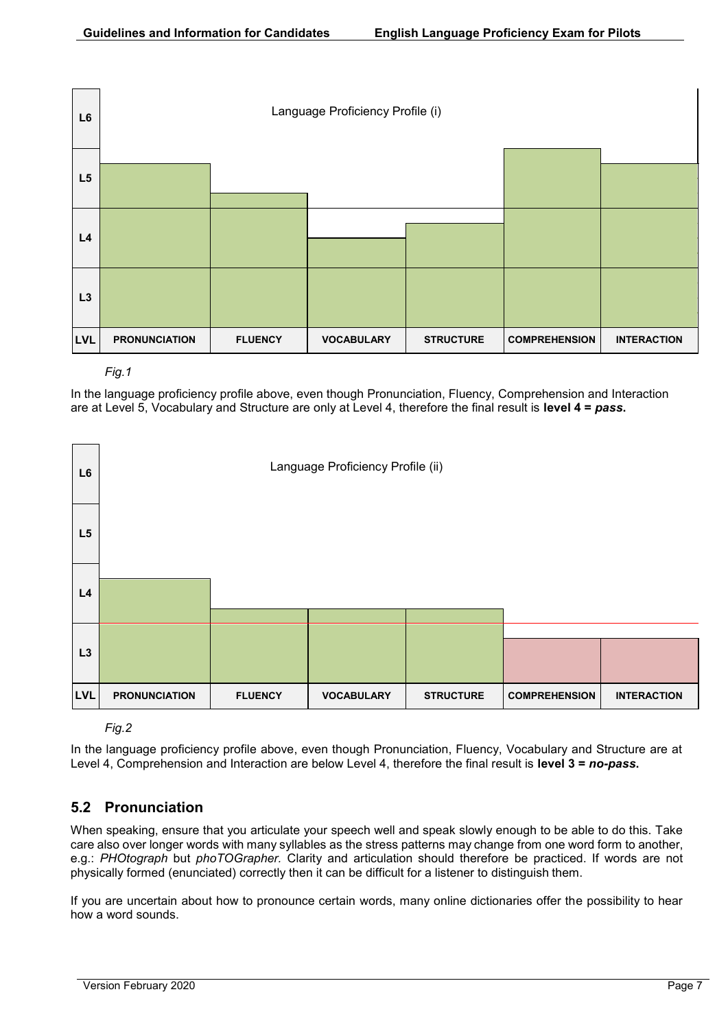Language Proficiency Profile (i)

| LVL | PRONUNCIATION | FLUENCY | VOCABULARY | STRUCTURE | COMPREHENSION | INTERACTION |
|---|---|---|---|---|---|---|
| L6 | | | | | | |
| L5 | | | | | | |
| L4 | | | | | | |
| L3 | | | | | | |

*Fig.1*

In the language proficiency profile above, even though Pronunciation, Fluency, Comprehension and Interaction are at Level 5, Vocabulary and Structure are only at Level 4, therefore the final result is **level 4 = *pass*.**

Language Proficiency Profile (ii)

| LVL | PRONUNCIATION | FLUENCY | VOCABULARY | STRUCTURE | COMPREHENSION | INTERACTION |
|---|---|---|---|---|---|---|
| L6 | | | | | | |
| L5 | | | | | | |
| L4 | | | | | | |
| L3 | | | | | | |

*Fig.2*

In the language proficiency profile above, even though Pronunciation, Fluency, Vocabulary and Structure are at Level 4, Comprehension and Interaction are below Level 4, therefore the final result is **level 3 = *no-pass*.**

## 5.2 Pronunciation

When speaking, ensure that you articulate your speech well and speak slowly enough to be able to do this. Take care also over longer words with many syllables as the stress patterns may change from one word form to another, e.g.: *PHOtograph* but *phoTOGrapher.* Clarity and articulation should therefore be practiced. If words are not physically formed (enunciated) correctly then it can be difficult for a listener to distinguish them.

If you are uncertain about how to pronounce certain words, many online dictionaries offer the possibility to hear how a word sounds.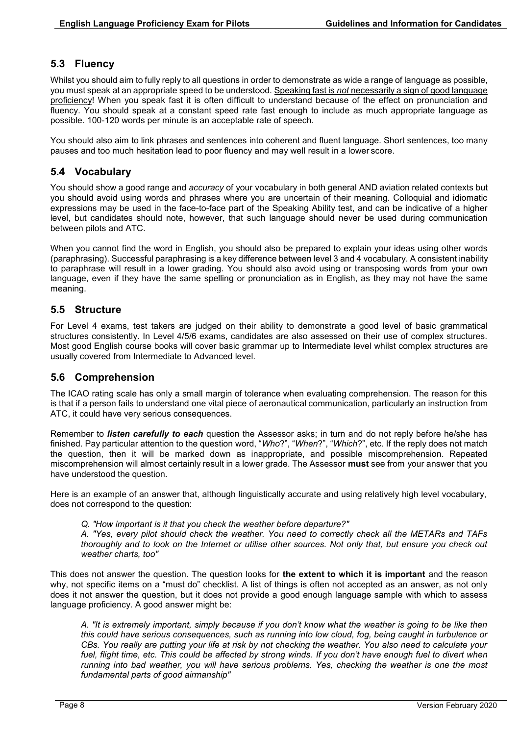## 5.3 Fluency

Whilst you should aim to fully reply to all questions in order to demonstrate as wide a range of language as possible, you must speak at an appropriate speed to be understood. <u>Speaking fast is *not* necessarily a sign of good language proficiency</u>! When you speak fast it is often difficult to understand because of the effect on pronunciation and fluency. You should speak at a constant speed rate fast enough to include as much appropriate language as possible. 100-120 words per minute is an acceptable rate of speech.

You should also aim to link phrases and sentences into coherent and fluent language. Short sentences, too many pauses and too much hesitation lead to poor fluency and may well result in a lower score.

## 5.4 Vocabulary

You should show a good range and *accuracy* of your vocabulary in both general AND aviation related contexts but you should avoid using words and phrases where you are uncertain of their meaning. Colloquial and idiomatic expressions may be used in the face-to-face part of the Speaking Ability test, and can be indicative of a higher level, but candidates should note, however, that such language should never be used during communication between pilots and ATC.

When you cannot find the word in English, you should also be prepared to explain your ideas using other words (paraphrasing). Successful paraphrasing is a key difference between level 3 and 4 vocabulary. A consistent inability to paraphrase will result in a lower grading. You should also avoid using or transposing words from your own language, even if they have the same spelling or pronunciation as in English, as they may not have the same meaning.

## 5.5 Structure

For Level 4 exams, test takers are judged on their ability to demonstrate a good level of basic grammatical structures consistently. In Level 4/5/6 exams, candidates are also assessed on their use of complex structures. Most good English course books will cover basic grammar up to Intermediate level whilst complex structures are usually covered from Intermediate to Advanced level.

## 5.6 Comprehension

The ICAO rating scale has only a small margin of tolerance when evaluating comprehension. The reason for this is that if a person fails to understand one vital piece of aeronautical communication, particularly an instruction from ATC, it could have very serious consequences.

Remember to ***listen carefully to each*** question the Assessor asks; in turn and do not reply before he/she has finished. Pay particular attention to the question word, "*Who*?", "*When*?", "*Which*?", etc. If the reply does not match the question, then it will be marked down as inappropriate, and possible miscomprehension. Repeated miscomprehension will almost certainly result in a lower grade. The Assessor **must** see from your answer that you have understood the question.

Here is an example of an answer that, although linguistically accurate and using relatively high level vocabulary, does not correspond to the question:

> *Q. "How important is it that you check the weather before departure?"*
> *A. "Yes, every pilot should check the weather. You need to correctly check all the METARs and TAFs thoroughly and to look on the Internet or utilise other sources. Not only that, but ensure you check out weather charts, too"*

This does not answer the question. The question looks for **the extent to which it is important** and the reason why, not specific items on a "must do" checklist. A list of things is often not accepted as an answer, as not only does it not answer the question, but it does not provide a good enough language sample with which to assess language proficiency. A good answer might be:

> *A. "It is extremely important, simply because if you don't know what the weather is going to be like then this could have serious consequences, such as running into low cloud, fog, being caught in turbulence or CBs. You really are putting your life at risk by not checking the weather. You also need to calculate your fuel, flight time, etc. This could be affected by strong winds. If you don't have enough fuel to divert when running into bad weather, you will have serious problems. Yes, checking the weather is one the most fundamental parts of good airmanship"*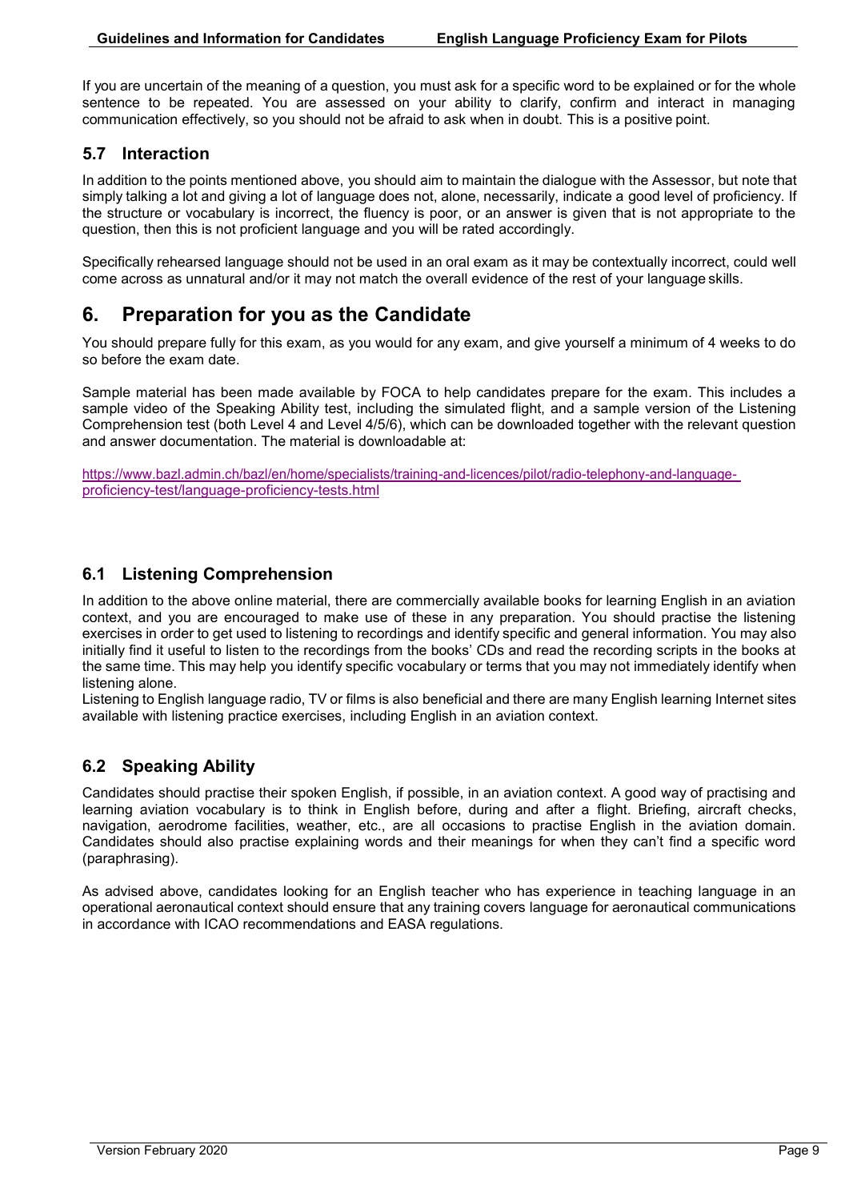If you are uncertain of the meaning of a question, you must ask for a specific word to be explained or for the whole sentence to be repeated. You are assessed on your ability to clarify, confirm and interact in managing communication effectively, so you should not be afraid to ask when in doubt. This is a positive point.

### 5.7 Interaction

In addition to the points mentioned above, you should aim to maintain the dialogue with the Assessor, but note that simply talking a lot and giving a lot of language does not, alone, necessarily, indicate a good level of proficiency. If the structure or vocabulary is incorrect, the fluency is poor, or an answer is given that is not appropriate to the question, then this is not proficient language and you will be rated accordingly.

Specifically rehearsed language should not be used in an oral exam as it may be contextually incorrect, could well come across as unnatural and/or it may not match the overall evidence of the rest of your language skills.

## 6. Preparation for you as the Candidate

You should prepare fully for this exam, as you would for any exam, and give yourself a minimum of 4 weeks to do so before the exam date.

Sample material has been made available by FOCA to help candidates prepare for the exam. This includes a sample video of the Speaking Ability test, including the simulated flight, and a sample version of the Listening Comprehension test (both Level 4 and Level 4/5/6), which can be downloaded together with the relevant question and answer documentation. The material is downloadable at:

https://www.bazl.admin.ch/bazl/en/home/specialists/training-and-licences/pilot/radio-telephony-and-language-proficiency-test/language-proficiency-tests.html

### 6.1 Listening Comprehension

In addition to the above online material, there are commercially available books for learning English in an aviation context, and you are encouraged to make use of these in any preparation. You should practise the listening exercises in order to get used to listening to recordings and identify specific and general information. You may also initially find it useful to listen to the recordings from the books' CDs and read the recording scripts in the books at the same time. This may help you identify specific vocabulary or terms that you may not immediately identify when listening alone.

Listening to English language radio, TV or films is also beneficial and there are many English learning Internet sites available with listening practice exercises, including English in an aviation context.

### 6.2 Speaking Ability

Candidates should practise their spoken English, if possible, in an aviation context. A good way of practising and learning aviation vocabulary is to think in English before, during and after a flight. Briefing, aircraft checks, navigation, aerodrome facilities, weather, etc., are all occasions to practise English in the aviation domain. Candidates should also practise explaining words and their meanings for when they can't find a specific word (paraphrasing).

As advised above, candidates looking for an English teacher who has experience in teaching language in an operational aeronautical context should ensure that any training covers language for aeronautical communications in accordance with ICAO recommendations and EASA regulations.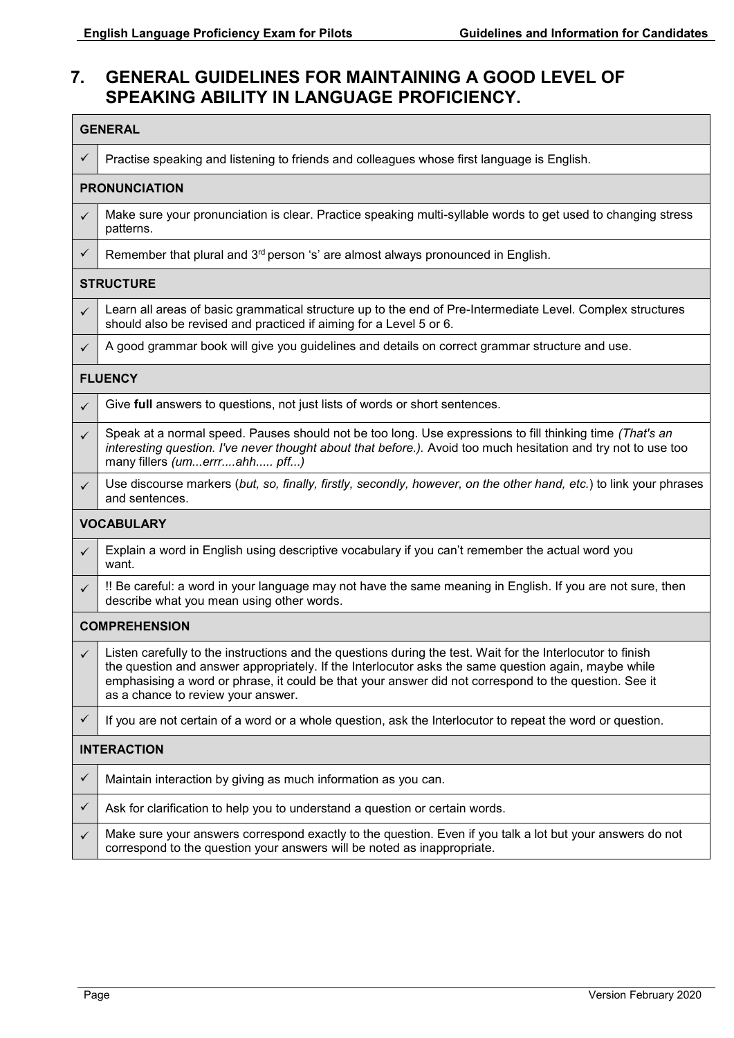## 7. GENERAL GUIDELINES FOR MAINTAINING A GOOD LEVEL OF SPEAKING ABILITY IN LANGUAGE PROFICIENCY.

| **GENERAL** | |
|---|---|
| ✓ | Practise speaking and listening to friends and colleagues whose first language is English. |
| **PRONUNCIATION** | |
| ✓ | Make sure your pronunciation is clear. Practice speaking multi-syllable words to get used to changing stress patterns. |
| ✓ | Remember that plural and 3rd person 's' are almost always pronounced in English. |
| **STRUCTURE** | |
| ✓ | Learn all areas of basic grammatical structure up to the end of Pre-Intermediate Level. Complex structures should also be revised and practiced if aiming for a Level 5 or 6. |
| ✓ | A good grammar book will give you guidelines and details on correct grammar structure and use. |
| **FLUENCY** | |
| ✓ | Give **full** answers to questions, not just lists of words or short sentences. |
| ✓ | Speak at a normal speed. Pauses should not be too long. Use expressions to fill thinking time *(That's an interesting question. I've never thought about that before.).* Avoid too much hesitation and try not to use too many fillers *(um...errr....ahh..... pff...)* |
| ✓ | Use discourse markers (*but, so, finally, firstly, secondly, however, on the other hand, etc.*) to link your phrases and sentences. |
| **VOCABULARY** | |
| ✓ | Explain a word in English using descriptive vocabulary if you can't remember the actual word you want. |
| ✓ | !! Be careful: a word in your language may not have the same meaning in English. If you are not sure, then describe what you mean using other words. |
| **COMPREHENSION** | |
| ✓ | Listen carefully to the instructions and the questions during the test. Wait for the Interlocutor to finish the question and answer appropriately. If the Interlocutor asks the same question again, maybe while emphasising a word or phrase, it could be that your answer did not correspond to the question. See it as a chance to review your answer. |
| ✓ | If you are not certain of a word or a whole question, ask the Interlocutor to repeat the word or question. |
| **INTERACTION** | |
| ✓ | Maintain interaction by giving as much information as you can. |
| ✓ | Ask for clarification to help you to understand a question or certain words. |
| ✓ | Make sure your answers correspond exactly to the question. Even if you talk a lot but your answers do not correspond to the question your answers will be noted as inappropriate. |